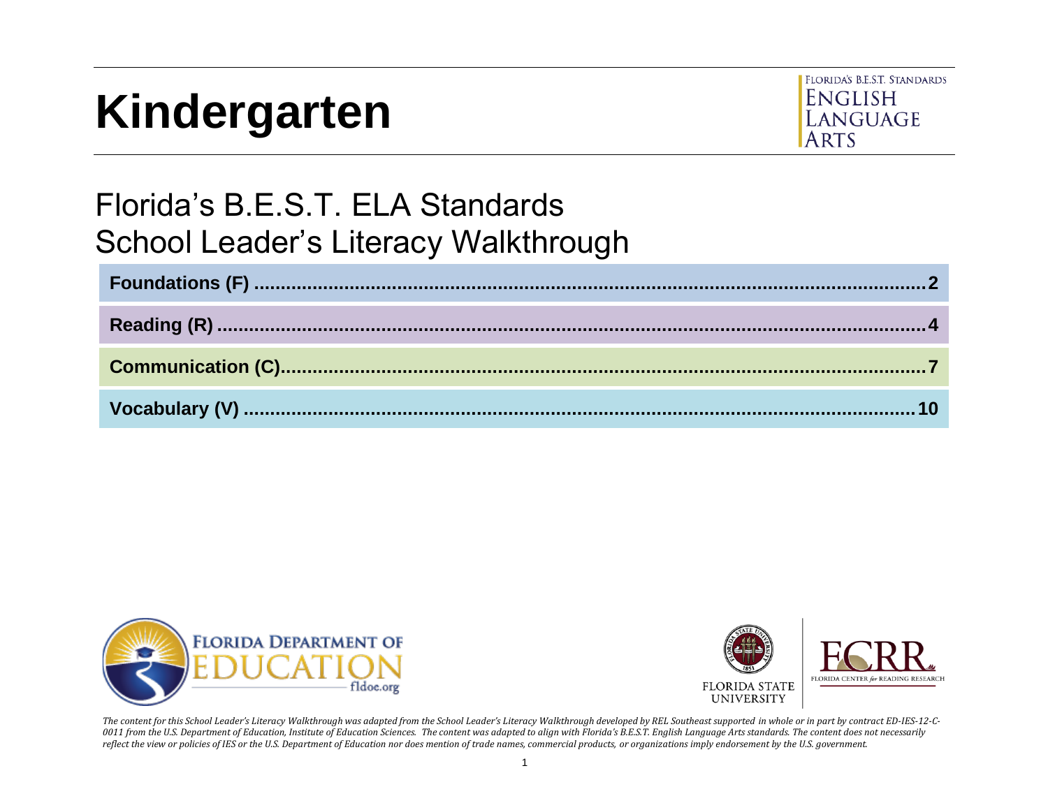# Kindergarten

FLORIDA'S B.E.S.T. STANDARDS ENGLISH LANGUAGE ARTS

## Florida's B.E.S.T. ELA Standards
## School Leader's Literacy Walkthrough

| | |
|---|---|
| **Foundations (F)** | **2** |
| **Reading (R)** | **4** |
| **Communication (C)** | **7** |
| **Vocabulary (V)** | **10** |

FLORIDA DEPARTMENT OF EDUCATION fldoe.org

FLORIDA STATE UNIVERSITY

FCRR FLORIDA CENTER *for* READING RESEARCH

*The content for this School Leader's Literacy Walkthrough was adapted from the School Leader's Literacy Walkthrough developed by REL Southeast supported in whole or in part by contract ED-IES-12-C-0011 from the U.S. Department of Education, Institute of Education Sciences. The content was adapted to align with Florida's B.E.S.T. English Language Arts standards. The content does not necessarily reflect the view or policies of IES or the U.S. Department of Education nor does mention of trade names, commercial products, or organizations imply endorsement by the U.S. government.*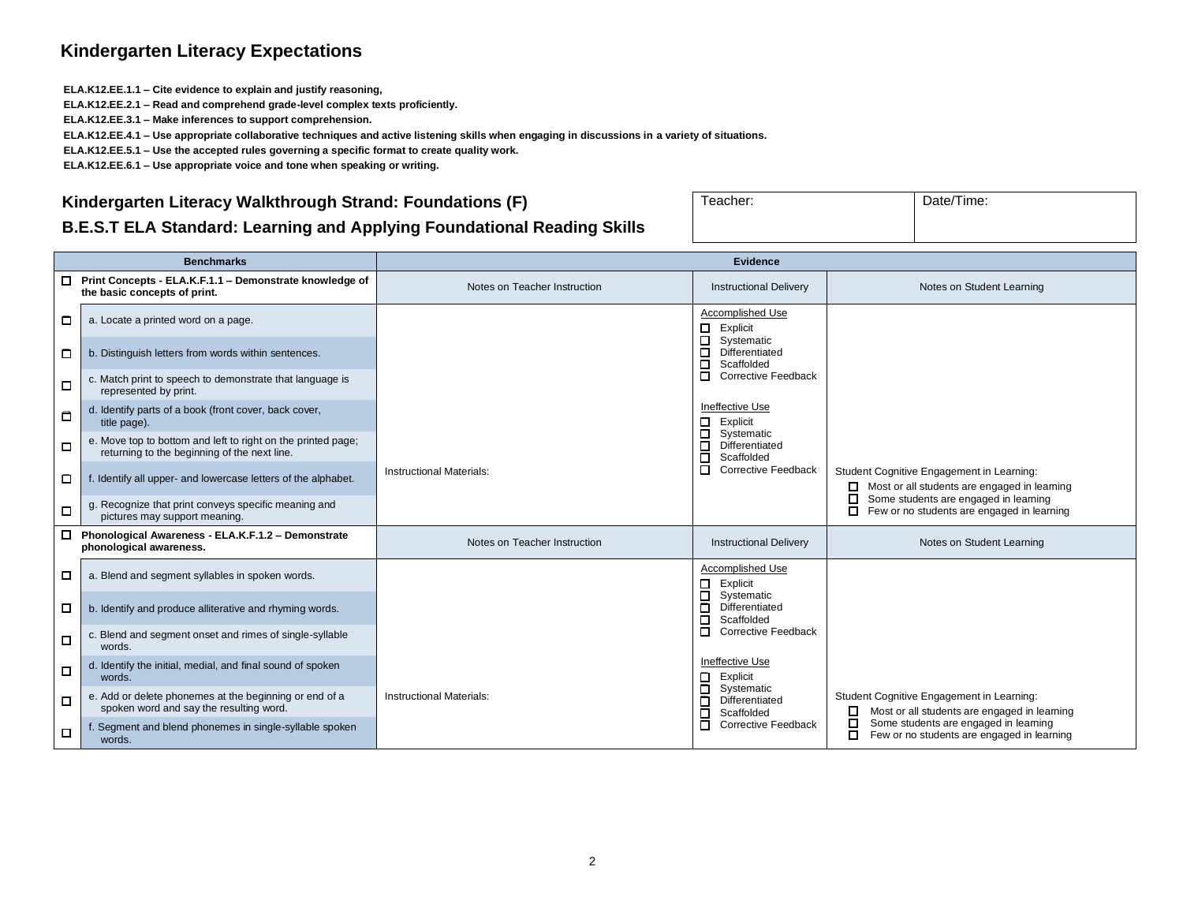## Kindergarten Literacy Expectations

**ELA.K12.EE.1.1 – Cite evidence to explain and justify reasoning,**
**ELA.K12.EE.2.1 – Read and comprehend grade-level complex texts proficiently.**
**ELA.K12.EE.3.1 – Make inferences to support comprehension.**
**ELA.K12.EE.4.1 – Use appropriate collaborative techniques and active listening skills when engaging in discussions in a variety of situations.**
**ELA.K12.EE.5.1 – Use the accepted rules governing a specific format to create quality work.**
**ELA.K12.EE.6.1 – Use appropriate voice and tone when speaking or writing.**

### Kindergarten Literacy Walkthrough Strand: Foundations (F)

### B.E.S.T ELA Standard: Learning and Applying Foundational Reading Skills

| Teacher: | Date/Time: |
|---|---|
| | |

| Benchmarks | Evidence | | |
|---|---|---|---|
| ☐ **Print Concepts - ELA.K.F.1.1 – Demonstrate knowledge of the basic concepts of print.** | Notes on Teacher Instruction | Instructional Delivery | Notes on Student Learning |
| ☐ a. Locate a printed word on a page.<br>☐ b. Distinguish letters from words within sentences.<br>☐ c. Match print to speech to demonstrate that language is represented by print.<br>☐ d. Identify parts of a book (front cover, back cover, title page).<br>☐ e. Move top to bottom and left to right on the printed page; returning to the beginning of the next line.<br>☐ f. Identify all upper- and lowercase letters of the alphabet.<br>☐ g. Recognize that print conveys specific meaning and pictures may support meaning. | Instructional Materials: | Accomplished Use<br>☐ Explicit<br>☐ Systematic<br>☐ Differentiated<br>☐ Scaffolded<br>☐ Corrective Feedback<br><br>Ineffective Use<br>☐ Explicit<br>☐ Systematic<br>☐ Differentiated<br>☐ Scaffolded<br>☐ Corrective Feedback | Student Cognitive Engagement in Learning:<br>☐ Most or all students are engaged in learning<br>☐ Some students are engaged in learning<br>☐ Few or no students are engaged in learning |
| ☐ **Phonological Awareness - ELA.K.F.1.2 – Demonstrate phonological awareness.** | Notes on Teacher Instruction | Instructional Delivery | Notes on Student Learning |
| ☐ a. Blend and segment syllables in spoken words.<br>☐ b. Identify and produce alliterative and rhyming words.<br>☐ c. Blend and segment onset and rimes of single-syllable words.<br>☐ d. Identify the initial, medial, and final sound of spoken words.<br>☐ e. Add or delete phonemes at the beginning or end of a spoken word and say the resulting word.<br>☐ f. Segment and blend phonemes in single-syllable spoken words. | Instructional Materials: | Accomplished Use<br>☐ Explicit<br>☐ Systematic<br>☐ Differentiated<br>☐ Scaffolded<br>☐ Corrective Feedback<br><br>Ineffective Use<br>☐ Explicit<br>☐ Systematic<br>☐ Differentiated<br>☐ Scaffolded<br>☐ Corrective Feedback | Student Cognitive Engagement in Learning:<br>☐ Most or all students are engaged in learning<br>☐ Some students are engaged in learning<br>☐ Few or no students are engaged in learning |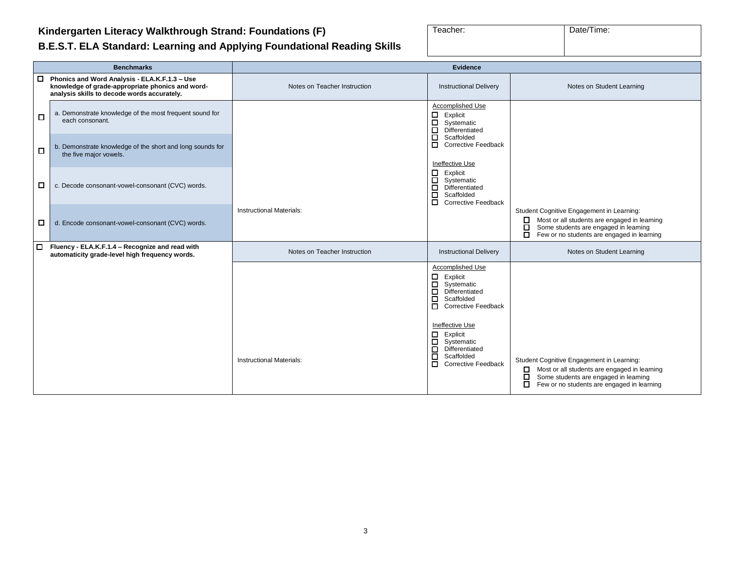**Kindergarten Literacy Walkthrough Strand: Foundations (F)**

**B.E.S.T. ELA Standard: Learning and Applying Foundational Reading Skills**

| Teacher: | Date/Time: |
|---|---|
| | |

| Benchmarks | | Evidence | | |
|---|---|---|---|---|
| ☐ **Phonics and Word Analysis - ELA.K.F.1.3 – Use knowledge of grade-appropriate phonics and word-analysis skills to decode words accurately.** | | Notes on Teacher Instruction | Instructional Delivery | Notes on Student Learning |
| ☐ | a. Demonstrate knowledge of the most frequent sound for each consonant. | Instructional Materials: | Accomplished Use<br>☐ Explicit<br>☐ Systematic<br>☐ Differentiated<br>☐ Scaffolded<br>☐ Corrective Feedback<br><br>Ineffective Use<br>☐ Explicit<br>☐ Systematic<br>☐ Differentiated<br>☐ Scaffolded<br>☐ Corrective Feedback | Student Cognitive Engagement in Learning:<br>☐ Most or all students are engaged in learning<br>☐ Some students are engaged in learning<br>☐ Few or no students are engaged in learning |
| ☐ | b. Demonstrate knowledge of the short and long sounds for the five major vowels. | | | |
| ☐ | c. Decode consonant-vowel-consonant (CVC) words. | | | |
| ☐ | d. Encode consonant-vowel-consonant (CVC) words. | | | |
| ☐ **Fluency - ELA.K.F.1.4 – Recognize and read with automaticity grade-level high frequency words.** | | Notes on Teacher Instruction | Instructional Delivery | Notes on Student Learning |
| | | Instructional Materials: | Accomplished Use<br>☐ Explicit<br>☐ Systematic<br>☐ Differentiated<br>☐ Scaffolded<br>☐ Corrective Feedback<br><br>Ineffective Use<br>☐ Explicit<br>☐ Systematic<br>☐ Differentiated<br>☐ Scaffolded<br>☐ Corrective Feedback | Student Cognitive Engagement in Learning:<br>☐ Most or all students are engaged in learning<br>☐ Some students are engaged in learning<br>☐ Few or no students are engaged in learning |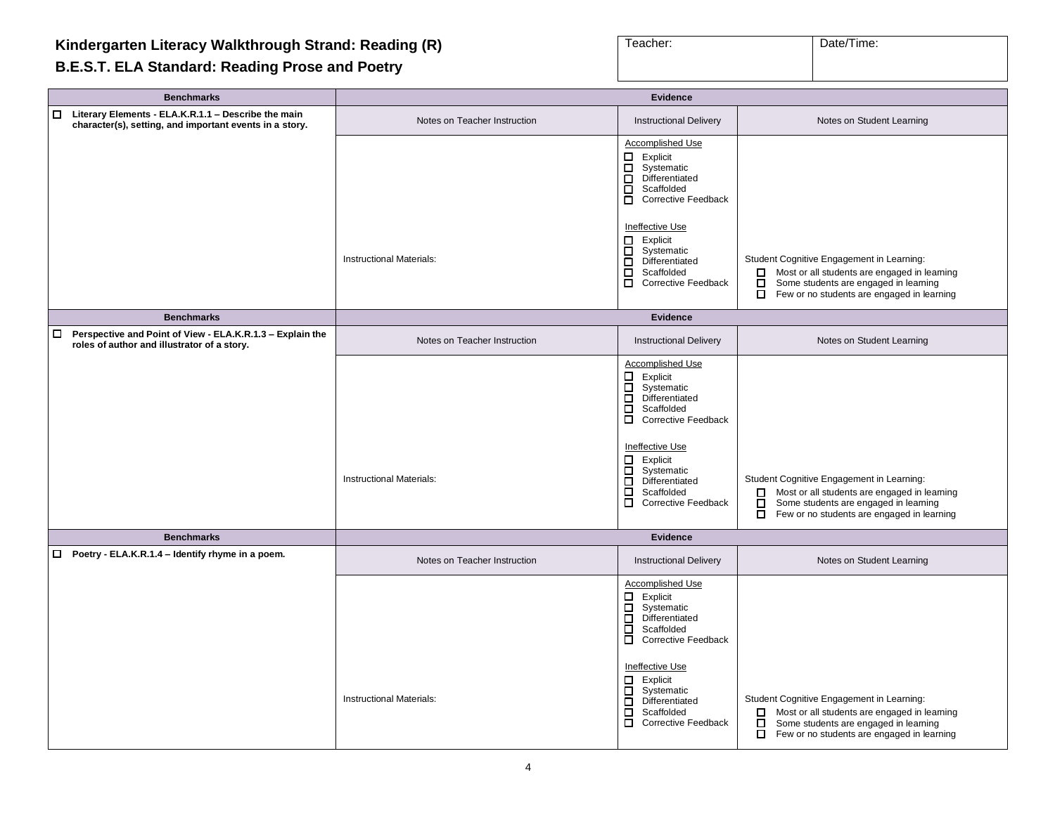**Kindergarten Literacy Walkthrough Strand: Reading (R)**

**B.E.S.T. ELA Standard: Reading Prose and Poetry**

| Teacher: | Date/Time: |
|---|---|
| | |

| Benchmarks | Evidence | | |
|---|---|---|---|
| ☐ **Literary Elements - ELA.K.R.1.1 – Describe the main character(s), setting, and important events in a story.** | Notes on Teacher Instruction | Instructional Delivery | Notes on Student Learning |
| | Instructional Materials: | Accomplished Use<br>☐ Explicit<br>☐ Systematic<br>☐ Differentiated<br>☐ Scaffolded<br>☐ Corrective Feedback<br><br>Ineffective Use<br>☐ Explicit<br>☐ Systematic<br>☐ Differentiated<br>☐ Scaffolded<br>☐ Corrective Feedback | Student Cognitive Engagement in Learning:<br>☐ Most or all students are engaged in learning<br>☐ Some students are engaged in learning<br>☐ Few or no students are engaged in learning |
| **Benchmarks** | **Evidence** | | |
| ☐ **Perspective and Point of View - ELA.K.R.1.3 – Explain the roles of author and illustrator of a story.** | Notes on Teacher Instruction | Instructional Delivery | Notes on Student Learning |
| | Instructional Materials: | Accomplished Use<br>☐ Explicit<br>☐ Systematic<br>☐ Differentiated<br>☐ Scaffolded<br>☐ Corrective Feedback<br><br>Ineffective Use<br>☐ Explicit<br>☐ Systematic<br>☐ Differentiated<br>☐ Scaffolded<br>☐ Corrective Feedback | Student Cognitive Engagement in Learning:<br>☐ Most or all students are engaged in learning<br>☐ Some students are engaged in learning<br>☐ Few or no students are engaged in learning |
| **Benchmarks** | **Evidence** | | |
| ☐ **Poetry - ELA.K.R.1.4 – Identify rhyme in a poem.** | Notes on Teacher Instruction | Instructional Delivery | Notes on Student Learning |
| | Instructional Materials: | Accomplished Use<br>☐ Explicit<br>☐ Systematic<br>☐ Differentiated<br>☐ Scaffolded<br>☐ Corrective Feedback<br><br>Ineffective Use<br>☐ Explicit<br>☐ Systematic<br>☐ Differentiated<br>☐ Scaffolded<br>☐ Corrective Feedback | Student Cognitive Engagement in Learning:<br>☐ Most or all students are engaged in learning<br>☐ Some students are engaged in learning<br>☐ Few or no students are engaged in learning |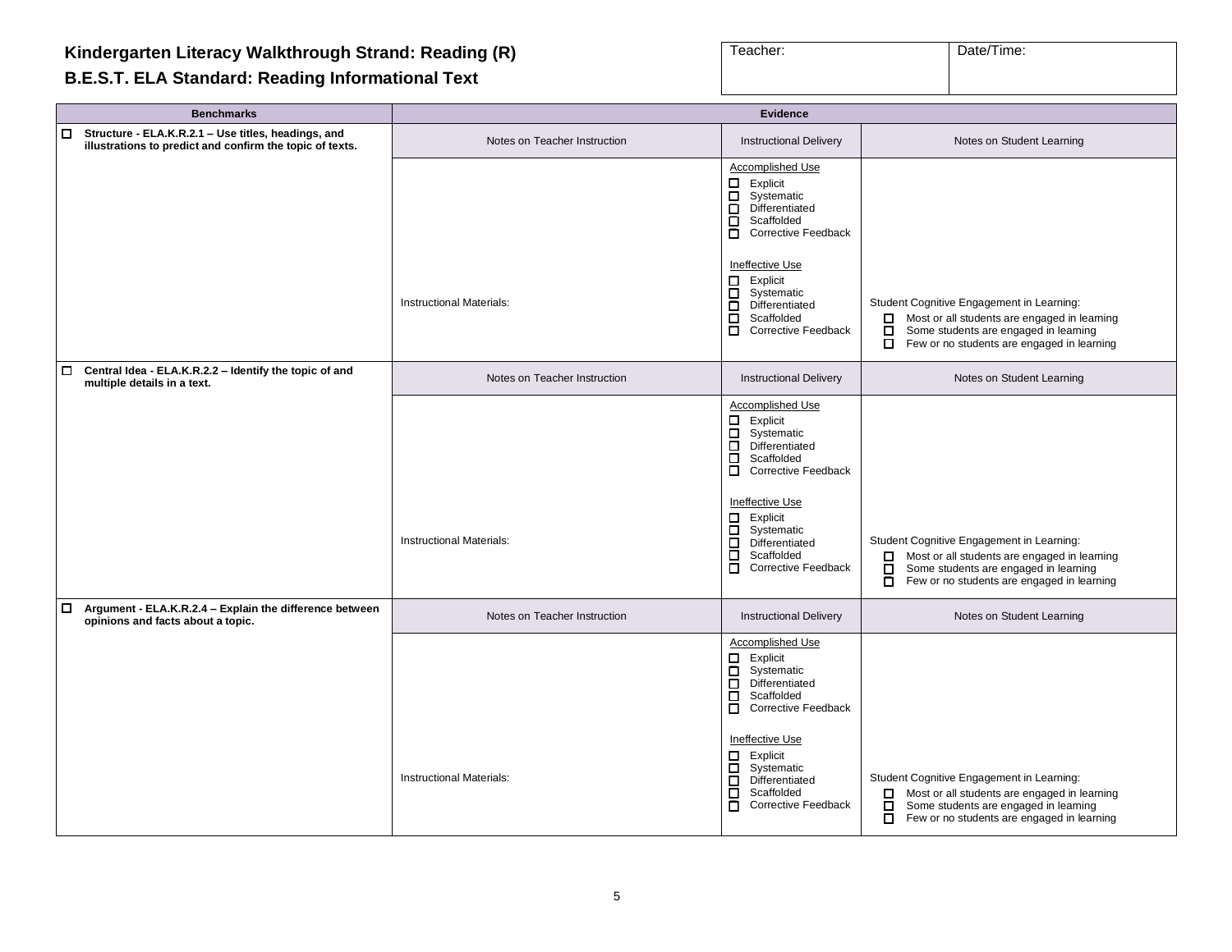# Kindergarten Literacy Walkthrough Strand: Reading (R)

## B.E.S.T. ELA Standard: Reading Informational Text

| Teacher: | Date/Time: |
|---|---|
| | |

| Benchmarks | Evidence | | |
|---|---|---|---|
| ☐ **Structure - ELA.K.R.2.1 – Use titles, headings, and illustrations to predict and confirm the topic of texts.** | Notes on Teacher Instruction | Instructional Delivery | Notes on Student Learning |
| | Instructional Materials: | Accomplished Use<br>☐ Explicit<br>☐ Systematic<br>☐ Differentiated<br>☐ Scaffolded<br>☐ Corrective Feedback<br><br>Ineffective Use<br>☐ Explicit<br>☐ Systematic<br>☐ Differentiated<br>☐ Scaffolded<br>☐ Corrective Feedback | Student Cognitive Engagement in Learning:<br>☐ Most or all students are engaged in learning<br>☐ Some students are engaged in learning<br>☐ Few or no students are engaged in learning |
| ☐ **Central Idea - ELA.K.R.2.2 – Identify the topic of and multiple details in a text.** | Notes on Teacher Instruction | Instructional Delivery | Notes on Student Learning |
| | Instructional Materials: | Accomplished Use<br>☐ Explicit<br>☐ Systematic<br>☐ Differentiated<br>☐ Scaffolded<br>☐ Corrective Feedback<br><br>Ineffective Use<br>☐ Explicit<br>☐ Systematic<br>☐ Differentiated<br>☐ Scaffolded<br>☐ Corrective Feedback | Student Cognitive Engagement in Learning:<br>☐ Most or all students are engaged in learning<br>☐ Some students are engaged in learning<br>☐ Few or no students are engaged in learning |
| ☐ **Argument - ELA.K.R.2.4 – Explain the difference between opinions and facts about a topic.** | Notes on Teacher Instruction | Instructional Delivery | Notes on Student Learning |
| | Instructional Materials: | Accomplished Use<br>☐ Explicit<br>☐ Systematic<br>☐ Differentiated<br>☐ Scaffolded<br>☐ Corrective Feedback<br><br>Ineffective Use<br>☐ Explicit<br>☐ Systematic<br>☐ Differentiated<br>☐ Scaffolded<br>☐ Corrective Feedback | Student Cognitive Engagement in Learning:<br>☐ Most or all students are engaged in learning<br>☐ Some students are engaged in learning<br>☐ Few or no students are engaged in learning |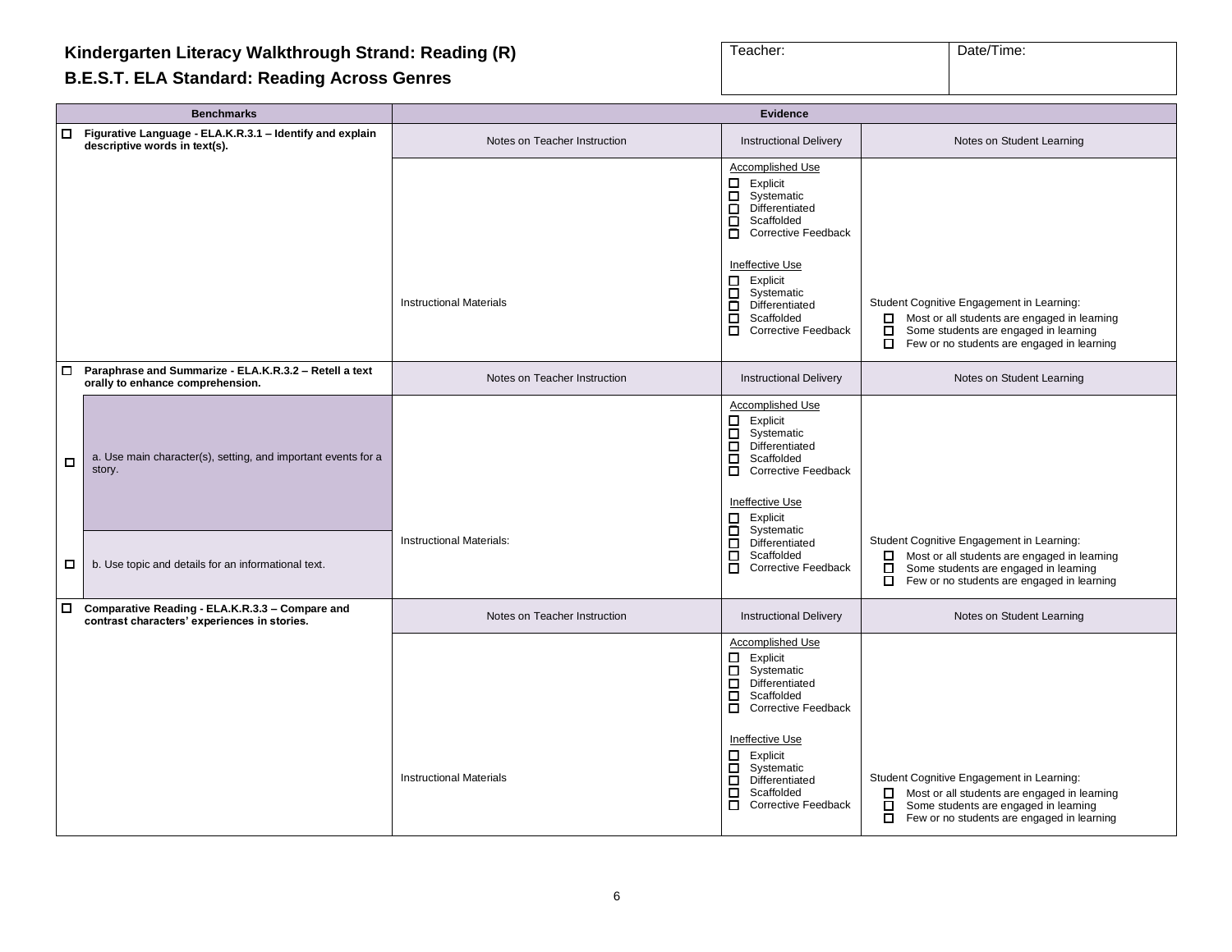**Kindergarten Literacy Walkthrough Strand: Reading (R)**

**B.E.S.T. ELA Standard: Reading Across Genres**

| Teacher: | Date/Time: |
|---|---|
| | |

| Benchmarks | Evidence | | |
|---|---|---|---|
| ☐ **Figurative Language - ELA.K.R.3.1 – Identify and explain descriptive words in text(s).** | Notes on Teacher Instruction | Instructional Delivery | Notes on Student Learning |
| | Instructional Materials | Accomplished Use<br>☐ Explicit<br>☐ Systematic<br>☐ Differentiated<br>☐ Scaffolded<br>☐ Corrective Feedback<br><br>Ineffective Use<br>☐ Explicit<br>☐ Systematic<br>☐ Differentiated<br>☐ Scaffolded<br>☐ Corrective Feedback | Student Cognitive Engagement in Learning:<br>☐ Most or all students are engaged in learning<br>☐ Some students are engaged in learning<br>☐ Few or no students are engaged in learning |
| ☐ **Paraphrase and Summarize - ELA.K.R.3.2 – Retell a text orally to enhance comprehension.** | Notes on Teacher Instruction | Instructional Delivery | Notes on Student Learning |
| ☐ a. Use main character(s), setting, and important events for a story.<br><br>☐ b. Use topic and details for an informational text. | Instructional Materials: | Accomplished Use<br>☐ Explicit<br>☐ Systematic<br>☐ Differentiated<br>☐ Scaffolded<br>☐ Corrective Feedback<br><br>Ineffective Use<br>☐ Explicit<br>☐ Systematic<br>☐ Differentiated<br>☐ Scaffolded<br>☐ Corrective Feedback | Student Cognitive Engagement in Learning:<br>☐ Most or all students are engaged in learning<br>☐ Some students are engaged in learning<br>☐ Few or no students are engaged in learning |
| ☐ **Comparative Reading - ELA.K.R.3.3 – Compare and contrast characters' experiences in stories.** | Notes on Teacher Instruction | Instructional Delivery | Notes on Student Learning |
| | Instructional Materials | Accomplished Use<br>☐ Explicit<br>☐ Systematic<br>☐ Differentiated<br>☐ Scaffolded<br>☐ Corrective Feedback<br><br>Ineffective Use<br>☐ Explicit<br>☐ Systematic<br>☐ Differentiated<br>☐ Scaffolded<br>☐ Corrective Feedback | Student Cognitive Engagement in Learning:<br>☐ Most or all students are engaged in learning<br>☐ Some students are engaged in learning<br>☐ Few or no students are engaged in learning |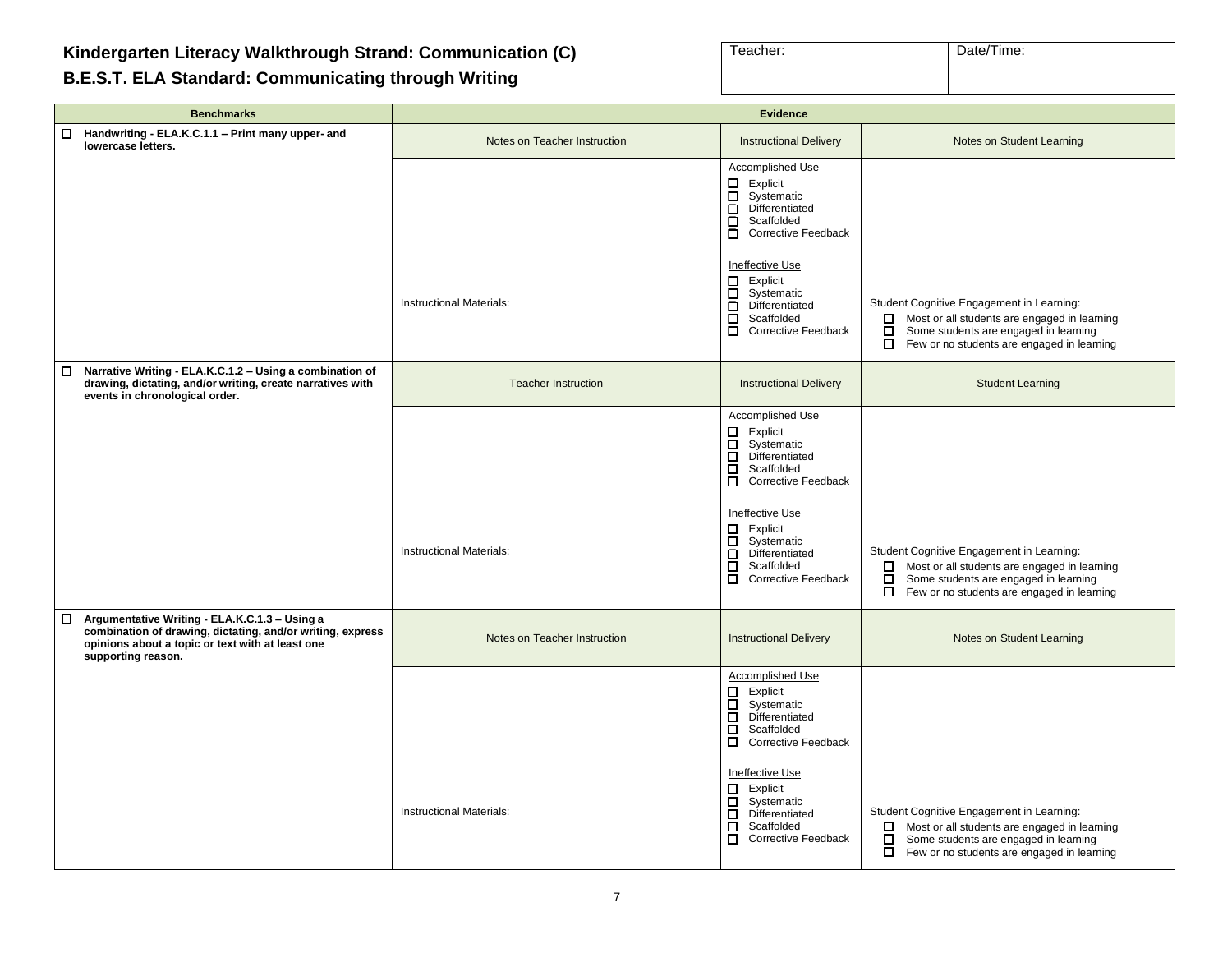# Kindergarten Literacy Walkthrough Strand: Communication (C)

## B.E.S.T. ELA Standard: Communicating through Writing

| Teacher: | Date/Time: |
|---|---|
| | |

| Benchmarks | Evidence | | |
|---|---|---|---|
| ☐ **Handwriting - ELA.K.C.1.1 – Print many upper- and lowercase letters.** | Notes on Teacher Instruction | Instructional Delivery | Notes on Student Learning |
| | Instructional Materials: | Accomplished Use<br>☐ Explicit<br>☐ Systematic<br>☐ Differentiated<br>☐ Scaffolded<br>☐ Corrective Feedback<br><br>Ineffective Use<br>☐ Explicit<br>☐ Systematic<br>☐ Differentiated<br>☐ Scaffolded<br>☐ Corrective Feedback | Student Cognitive Engagement in Learning:<br>☐ Most or all students are engaged in learning<br>☐ Some students are engaged in learning<br>☐ Few or no students are engaged in learning |
| ☐ **Narrative Writing - ELA.K.C.1.2 – Using a combination of drawing, dictating, and/or writing, create narratives with events in chronological order.** | Teacher Instruction | Instructional Delivery | Student Learning |
| | Instructional Materials: | Accomplished Use<br>☐ Explicit<br>☐ Systematic<br>☐ Differentiated<br>☐ Scaffolded<br>☐ Corrective Feedback<br><br>Ineffective Use<br>☐ Explicit<br>☐ Systematic<br>☐ Differentiated<br>☐ Scaffolded<br>☐ Corrective Feedback | Student Cognitive Engagement in Learning:<br>☐ Most or all students are engaged in learning<br>☐ Some students are engaged in learning<br>☐ Few or no students are engaged in learning |
| ☐ **Argumentative Writing - ELA.K.C.1.3 – Using a combination of drawing, dictating, and/or writing, express opinions about a topic or text with at least one supporting reason.** | Notes on Teacher Instruction | Instructional Delivery | Notes on Student Learning |
| | Instructional Materials: | Accomplished Use<br>☐ Explicit<br>☐ Systematic<br>☐ Differentiated<br>☐ Scaffolded<br>☐ Corrective Feedback<br><br>Ineffective Use<br>☐ Explicit<br>☐ Systematic<br>☐ Differentiated<br>☐ Scaffolded<br>☐ Corrective Feedback | Student Cognitive Engagement in Learning:<br>☐ Most or all students are engaged in learning<br>☐ Some students are engaged in learning<br>☐ Few or no students are engaged in learning |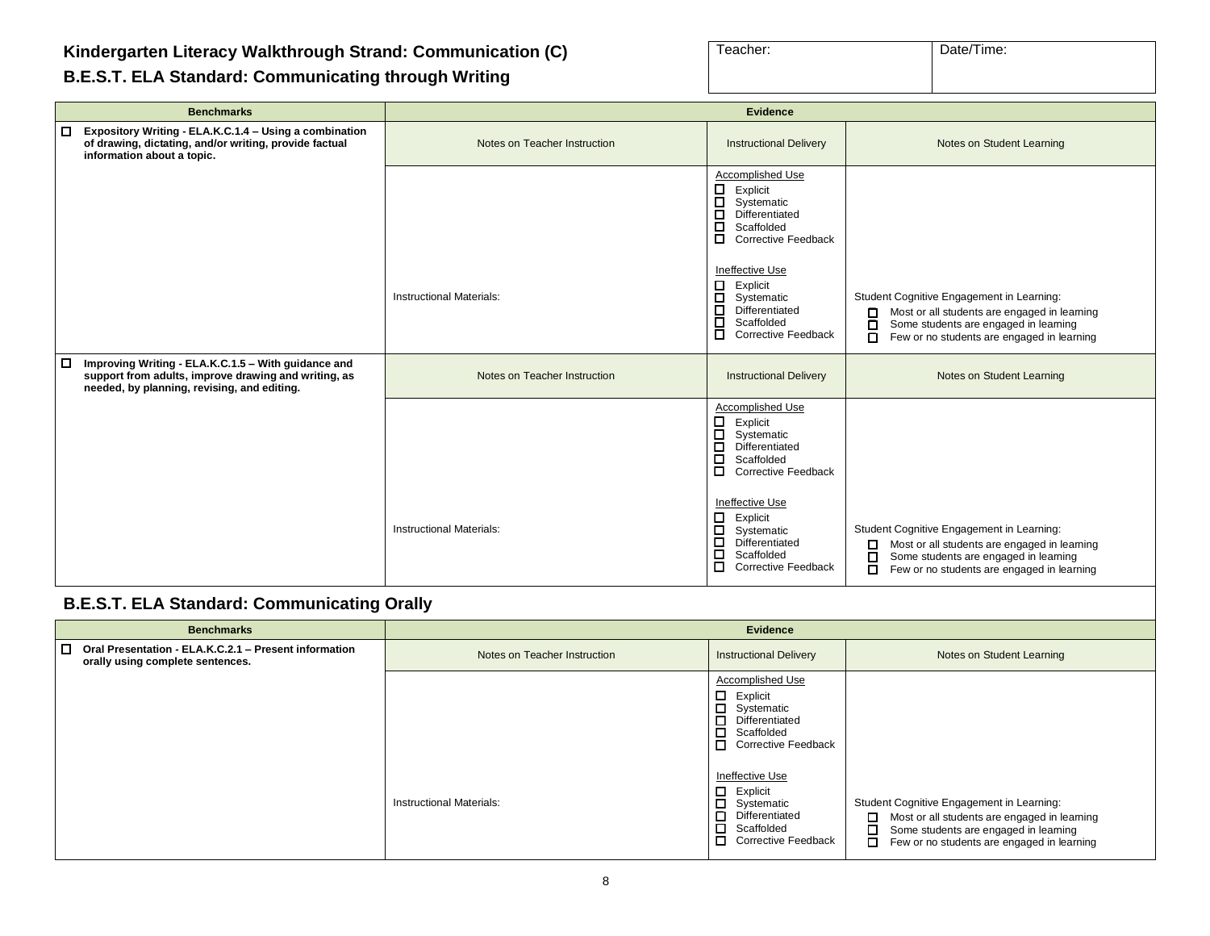# Kindergarten Literacy Walkthrough Strand: Communication (C)

## B.E.S.T. ELA Standard: Communicating through Writing

| Teacher: | Date/Time: |
|---|---|
| | |

| Benchmarks | Evidence | | |
|---|---|---|---|
| ☐ **Expository Writing - ELA.K.C.1.4 – Using a combination of drawing, dictating, and/or writing, provide factual information about a topic.** | Notes on Teacher Instruction | Instructional Delivery | Notes on Student Learning |
| | Instructional Materials: | Accomplished Use<br>☐ Explicit<br>☐ Systematic<br>☐ Differentiated<br>☐ Scaffolded<br>☐ Corrective Feedback<br><br>Ineffective Use<br>☐ Explicit<br>☐ Systematic<br>☐ Differentiated<br>☐ Scaffolded<br>☐ Corrective Feedback | Student Cognitive Engagement in Learning:<br>☐ Most or all students are engaged in learning<br>☐ Some students are engaged in learning<br>☐ Few or no students are engaged in learning |
| ☐ **Improving Writing - ELA.K.C.1.5 – With guidance and support from adults, improve drawing and writing, as needed, by planning, revising, and editing.** | Notes on Teacher Instruction | Instructional Delivery | Notes on Student Learning |
| | Instructional Materials: | Accomplished Use<br>☐ Explicit<br>☐ Systematic<br>☐ Differentiated<br>☐ Scaffolded<br>☐ Corrective Feedback<br><br>Ineffective Use<br>☐ Explicit<br>☐ Systematic<br>☐ Differentiated<br>☐ Scaffolded<br>☐ Corrective Feedback | Student Cognitive Engagement in Learning:<br>☐ Most or all students are engaged in learning<br>☐ Some students are engaged in learning<br>☐ Few or no students are engaged in learning |

## B.E.S.T. ELA Standard: Communicating Orally

| Benchmarks | Evidence | | |
|---|---|---|---|
| ☐ **Oral Presentation - ELA.K.C.2.1 – Present information orally using complete sentences.** | Notes on Teacher Instruction | Instructional Delivery | Notes on Student Learning |
| | Instructional Materials: | Accomplished Use<br>☐ Explicit<br>☐ Systematic<br>☐ Differentiated<br>☐ Scaffolded<br>☐ Corrective Feedback<br><br>Ineffective Use<br>☐ Explicit<br>☐ Systematic<br>☐ Differentiated<br>☐ Scaffolded<br>☐ Corrective Feedback | Student Cognitive Engagement in Learning:<br>☐ Most or all students are engaged in learning<br>☐ Some students are engaged in learning<br>☐ Few or no students are engaged in learning |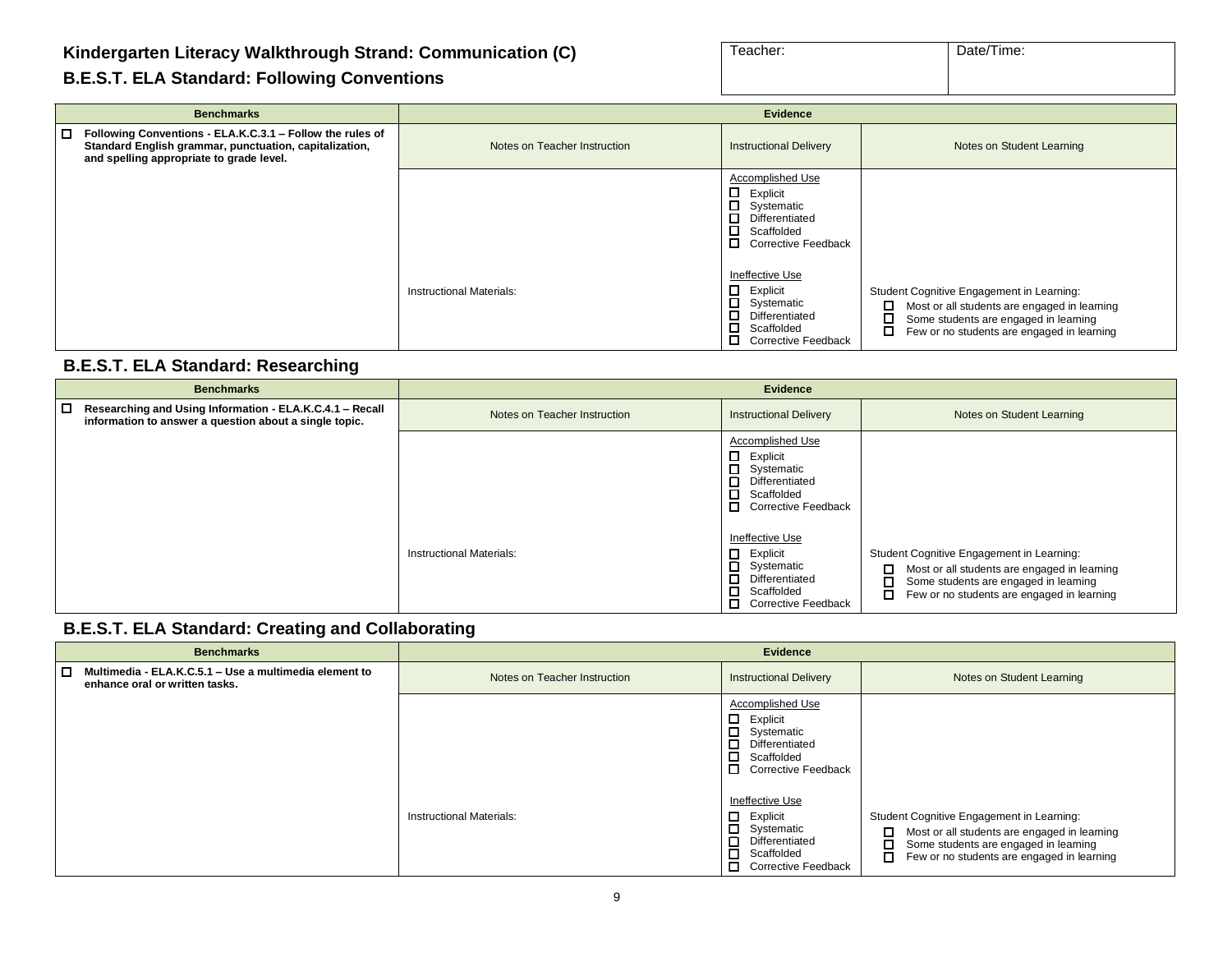## Kindergarten Literacy Walkthrough Strand: Communication (C)

### B.E.S.T. ELA Standard: Following Conventions

| Teacher: | Date/Time: |
| --- | --- |
| | |

| Benchmarks | Evidence | | |
| --- | --- | --- | --- |
| ☐ **Following Conventions - ELA.K.C.3.1 – Follow the rules of Standard English grammar, punctuation, capitalization, and spelling appropriate to grade level.** | Notes on Teacher Instruction | Instructional Delivery | Notes on Student Learning |
| | Instructional Materials: | Accomplished Use<br>☐ Explicit<br>☐ Systematic<br>☐ Differentiated<br>☐ Scaffolded<br>☐ Corrective Feedback<br><br>Ineffective Use<br>☐ Explicit<br>☐ Systematic<br>☐ Differentiated<br>☐ Scaffolded<br>☐ Corrective Feedback | Student Cognitive Engagement in Learning:<br>☐ Most or all students are engaged in learning<br>☐ Some students are engaged in learning<br>☐ Few or no students are engaged in learning |

### B.E.S.T. ELA Standard: Researching

| Benchmarks | Evidence | | |
| --- | --- | --- | --- |
| ☐ **Researching and Using Information - ELA.K.C.4.1 – Recall information to answer a question about a single topic.** | Notes on Teacher Instruction | Instructional Delivery | Notes on Student Learning |
| | Instructional Materials: | Accomplished Use<br>☐ Explicit<br>☐ Systematic<br>☐ Differentiated<br>☐ Scaffolded<br>☐ Corrective Feedback<br><br>Ineffective Use<br>☐ Explicit<br>☐ Systematic<br>☐ Differentiated<br>☐ Scaffolded<br>☐ Corrective Feedback | Student Cognitive Engagement in Learning:<br>☐ Most or all students are engaged in learning<br>☐ Some students are engaged in learning<br>☐ Few or no students are engaged in learning |

### B.E.S.T. ELA Standard: Creating and Collaborating

| Benchmarks | Evidence | | |
| --- | --- | --- | --- |
| ☐ **Multimedia - ELA.K.C.5.1 – Use a multimedia element to enhance oral or written tasks.** | Notes on Teacher Instruction | Instructional Delivery | Notes on Student Learning |
| | Instructional Materials: | Accomplished Use<br>☐ Explicit<br>☐ Systematic<br>☐ Differentiated<br>☐ Scaffolded<br>☐ Corrective Feedback<br><br>Ineffective Use<br>☐ Explicit<br>☐ Systematic<br>☐ Differentiated<br>☐ Scaffolded<br>☐ Corrective Feedback | Student Cognitive Engagement in Learning:<br>☐ Most or all students are engaged in learning<br>☐ Some students are engaged in learning<br>☐ Few or no students are engaged in learning |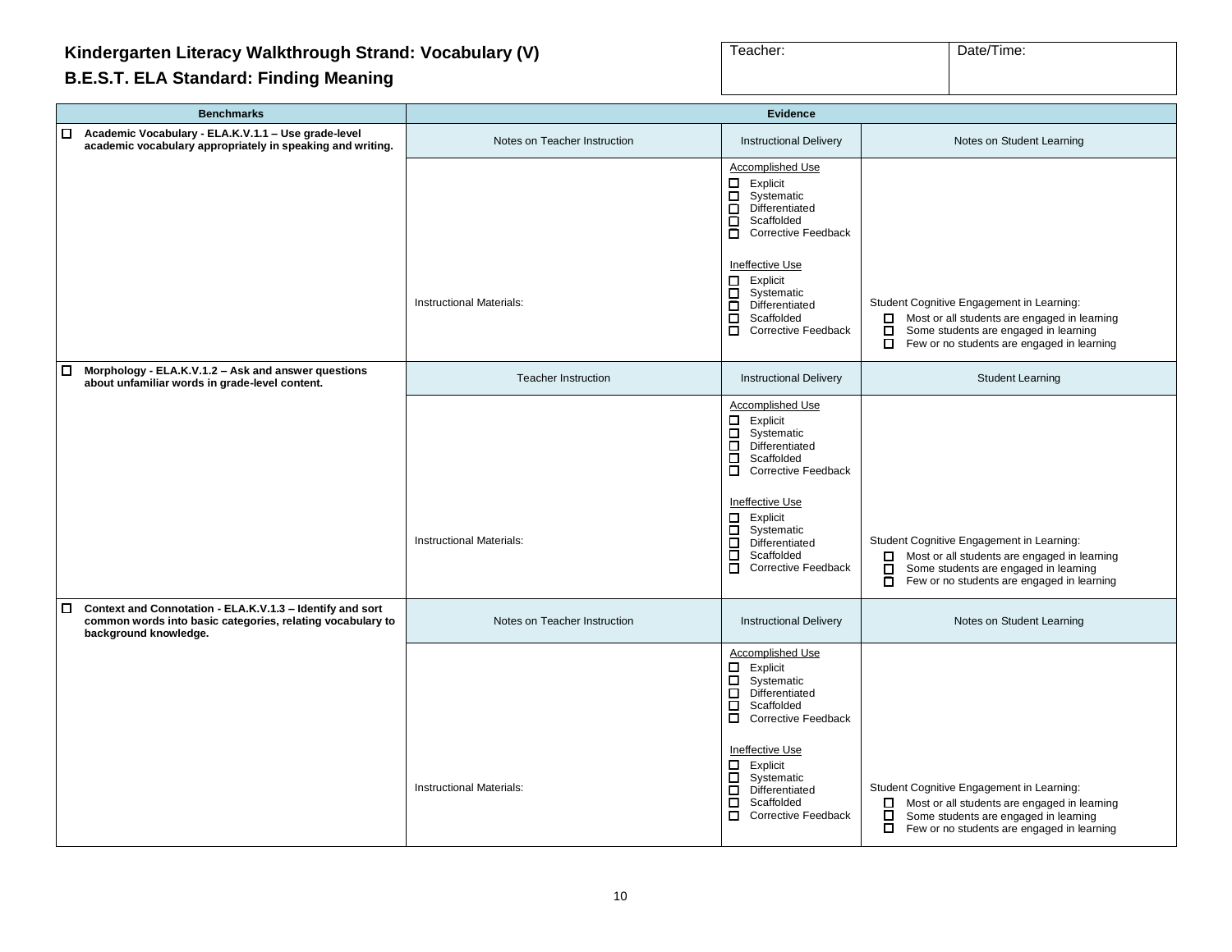# Kindergarten Literacy Walkthrough Strand: Vocabulary (V)

## B.E.S.T. ELA Standard: Finding Meaning

| Teacher: | Date/Time: |
|---|---|
| | |

| Benchmarks | Evidence | | |
|---|---|---|---|
| ☐ **Academic Vocabulary - ELA.K.V.1.1 – Use grade-level academic vocabulary appropriately in speaking and writing.** | Notes on Teacher Instruction | Instructional Delivery | Notes on Student Learning |
| | Instructional Materials: | Accomplished Use<br>☐ Explicit<br>☐ Systematic<br>☐ Differentiated<br>☐ Scaffolded<br>☐ Corrective Feedback<br><br>Ineffective Use<br>☐ Explicit<br>☐ Systematic<br>☐ Differentiated<br>☐ Scaffolded<br>☐ Corrective Feedback | Student Cognitive Engagement in Learning:<br>☐ Most or all students are engaged in learning<br>☐ Some students are engaged in learning<br>☐ Few or no students are engaged in learning |
| ☐ **Morphology - ELA.K.V.1.2 – Ask and answer questions about unfamiliar words in grade-level content.** | Teacher Instruction | Instructional Delivery | Student Learning |
| | Instructional Materials: | Accomplished Use<br>☐ Explicit<br>☐ Systematic<br>☐ Differentiated<br>☐ Scaffolded<br>☐ Corrective Feedback<br><br>Ineffective Use<br>☐ Explicit<br>☐ Systematic<br>☐ Differentiated<br>☐ Scaffolded<br>☐ Corrective Feedback | Student Cognitive Engagement in Learning:<br>☐ Most or all students are engaged in learning<br>☐ Some students are engaged in learning<br>☐ Few or no students are engaged in learning |
| ☐ **Context and Connotation - ELA.K.V.1.3 – Identify and sort common words into basic categories, relating vocabulary to background knowledge.** | Notes on Teacher Instruction | Instructional Delivery | Notes on Student Learning |
| | Instructional Materials: | Accomplished Use<br>☐ Explicit<br>☐ Systematic<br>☐ Differentiated<br>☐ Scaffolded<br>☐ Corrective Feedback<br><br>Ineffective Use<br>☐ Explicit<br>☐ Systematic<br>☐ Differentiated<br>☐ Scaffolded<br>☐ Corrective Feedback | Student Cognitive Engagement in Learning:<br>☐ Most or all students are engaged in learning<br>☐ Some students are engaged in learning<br>☐ Few or no students are engaged in learning |